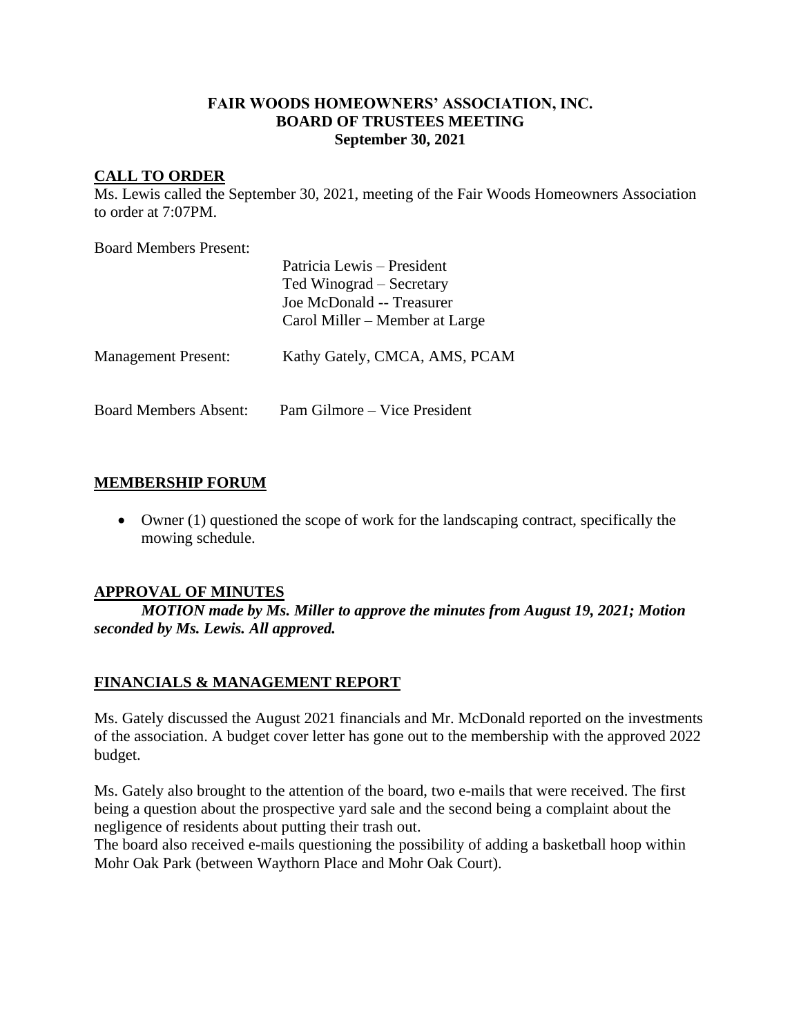**FAIR WOODS HOMEOWNERS' ASSOCIATION, INC.**
**BOARD OF TRUSTEES MEETING**
**September 30, 2021**

## CALL TO ORDER

Ms. Lewis called the September 30, 2021, meeting of the Fair Woods Homeowners Association to order at 7:07PM.

Board Members Present:

Patricia Lewis – President
Ted Winograd – Secretary
Joe McDonald -- Treasurer
Carol Miller – Member at Large

Management Present: Kathy Gately, CMCA, AMS, PCAM

Board Members Absent: Pam Gilmore – Vice President

## MEMBERSHIP FORUM

- Owner (1) questioned the scope of work for the landscaping contract, specifically the mowing schedule.

## APPROVAL OF MINUTES

***MOTION made by Ms. Miller to approve the minutes from August 19, 2021; Motion seconded by Ms. Lewis. All approved.***

## FINANCIALS & MANAGEMENT REPORT

Ms. Gately discussed the August 2021 financials and Mr. McDonald reported on the investments of the association. A budget cover letter has gone out to the membership with the approved 2022 budget.

Ms. Gately also brought to the attention of the board, two e-mails that were received. The first being a question about the prospective yard sale and the second being a complaint about the negligence of residents about putting their trash out.

The board also received e-mails questioning the possibility of adding a basketball hoop within Mohr Oak Park (between Waythorn Place and Mohr Oak Court).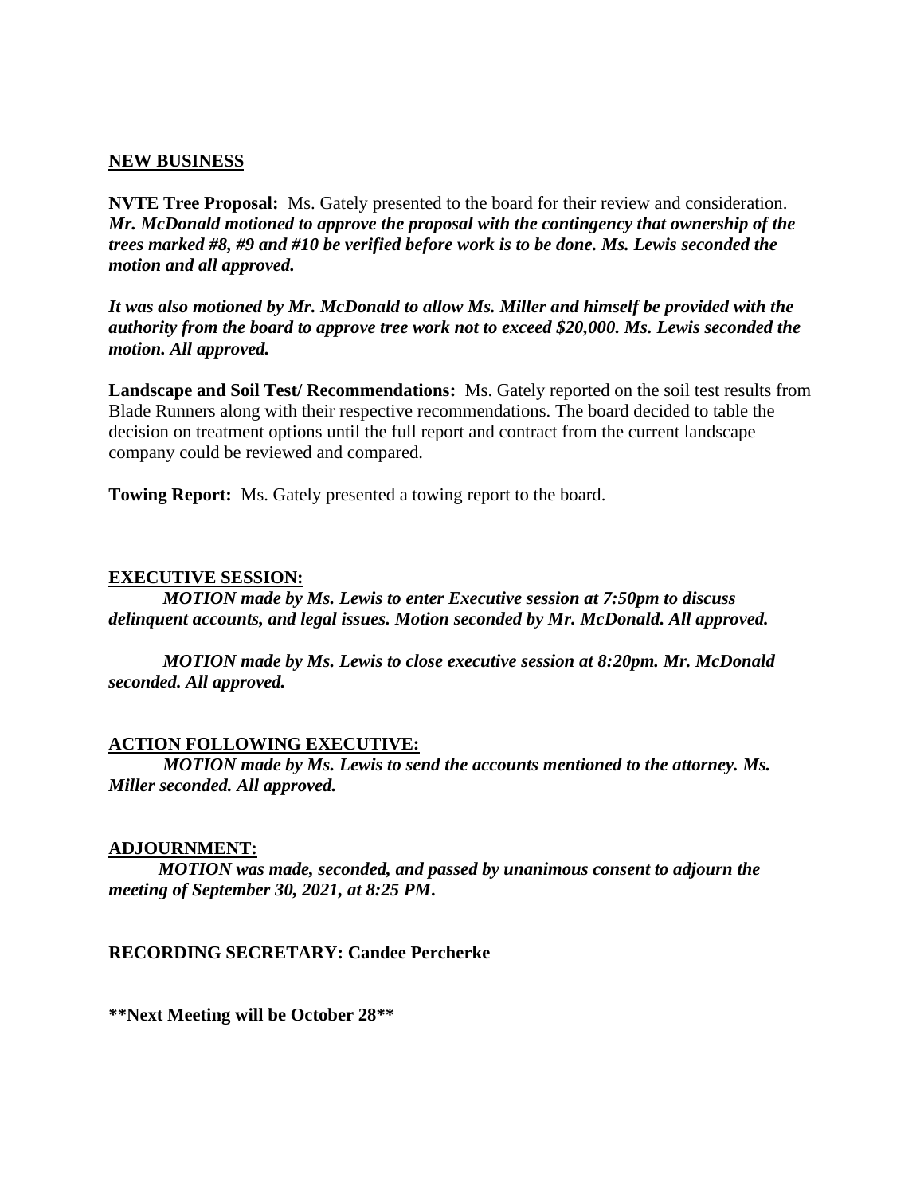## NEW BUSINESS

**NVTE Tree Proposal:** Ms. Gately presented to the board for their review and consideration. ***Mr. McDonald motioned to approve the proposal with the contingency that ownership of the trees marked #8, #9 and #10 be verified before work is to be done. Ms. Lewis seconded the motion and all approved.***

***It was also motioned by Mr. McDonald to allow Ms. Miller and himself be provided with the authority from the board to approve tree work not to exceed $20,000. Ms. Lewis seconded the motion. All approved.***

**Landscape and Soil Test/ Recommendations:** Ms. Gately reported on the soil test results from Blade Runners along with their respective recommendations. The board decided to table the decision on treatment options until the full report and contract from the current landscape company could be reviewed and compared.

**Towing Report:** Ms. Gately presented a towing report to the board.

## EXECUTIVE SESSION:

***MOTION made by Ms. Lewis to enter Executive session at 7:50pm to discuss delinquent accounts, and legal issues. Motion seconded by Mr. McDonald. All approved.***

***MOTION made by Ms. Lewis to close executive session at 8:20pm. Mr. McDonald seconded. All approved.***

## ACTION FOLLOWING EXECUTIVE:

***MOTION made by Ms. Lewis to send the accounts mentioned to the attorney. Ms. Miller seconded. All approved.***

## ADJOURNMENT:

***MOTION was made, seconded, and passed by unanimous consent to adjourn the meeting of September 30, 2021, at 8:25 PM.***

**RECORDING SECRETARY: Candee Percherke**

**\*\*Next Meeting will be October 28\*\***